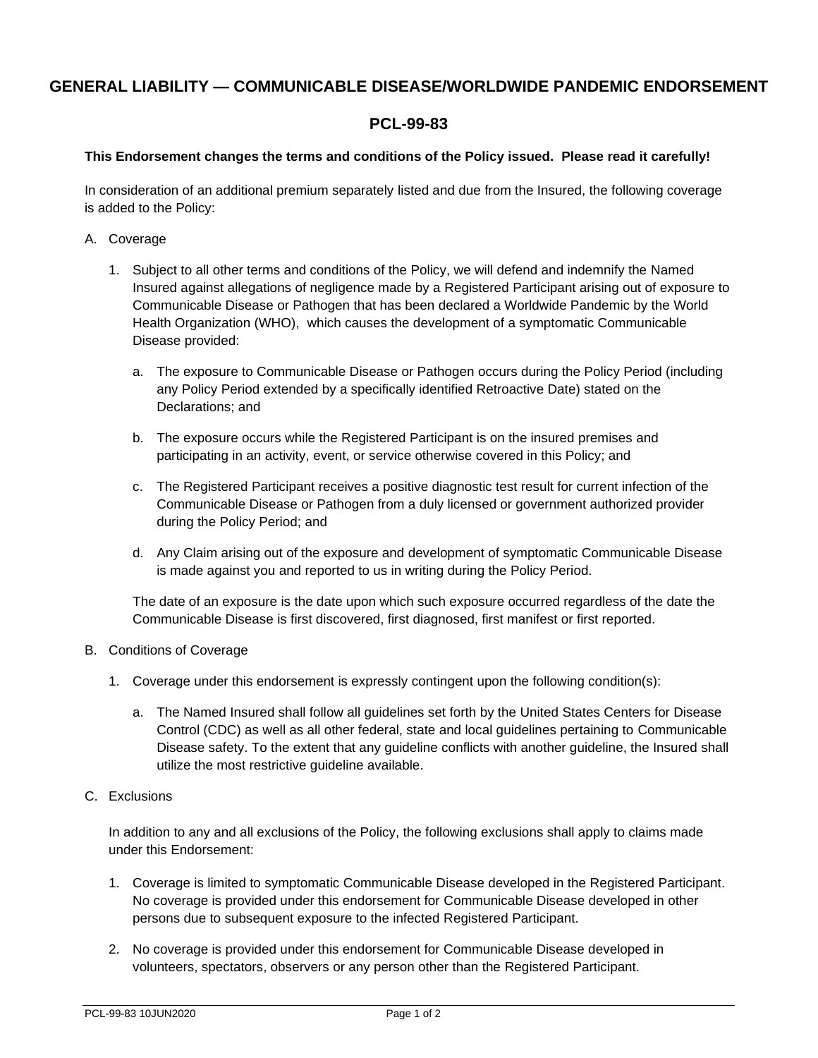# GENERAL LIABILITY — COMMUNICABLE DISEASE/WORLDWIDE PANDEMIC ENDORSEMENT

## PCL-99-83

**This Endorsement changes the terms and conditions of the Policy issued. Please read it carefully!**

In consideration of an additional premium separately listed and due from the Insured, the following coverage is added to the Policy:

A. Coverage

1. Subject to all other terms and conditions of the Policy, we will defend and indemnify the Named Insured against allegations of negligence made by a Registered Participant arising out of exposure to Communicable Disease or Pathogen that has been declared a Worldwide Pandemic by the World Health Organization (WHO), which causes the development of a symptomatic Communicable Disease provided:

   a. The exposure to Communicable Disease or Pathogen occurs during the Policy Period (including any Policy Period extended by a specifically identified Retroactive Date) stated on the Declarations; and

   b. The exposure occurs while the Registered Participant is on the insured premises and participating in an activity, event, or service otherwise covered in this Policy; and

   c. The Registered Participant receives a positive diagnostic test result for current infection of the Communicable Disease or Pathogen from a duly licensed or government authorized provider during the Policy Period; and

   d. Any Claim arising out of the exposure and development of symptomatic Communicable Disease is made against you and reported to us in writing during the Policy Period.

   The date of an exposure is the date upon which such exposure occurred regardless of the date the Communicable Disease is first discovered, first diagnosed, first manifest or first reported.

B. Conditions of Coverage

1. Coverage under this endorsement is expressly contingent upon the following condition(s):

   a. The Named Insured shall follow all guidelines set forth by the United States Centers for Disease Control (CDC) as well as all other federal, state and local guidelines pertaining to Communicable Disease safety. To the extent that any guideline conflicts with another guideline, the Insured shall utilize the most restrictive guideline available.

C. Exclusions

In addition to any and all exclusions of the Policy, the following exclusions shall apply to claims made under this Endorsement:

1. Coverage is limited to symptomatic Communicable Disease developed in the Registered Participant. No coverage is provided under this endorsement for Communicable Disease developed in other persons due to subsequent exposure to the infected Registered Participant.

2. No coverage is provided under this endorsement for Communicable Disease developed in volunteers, spectators, observers or any person other than the Registered Participant.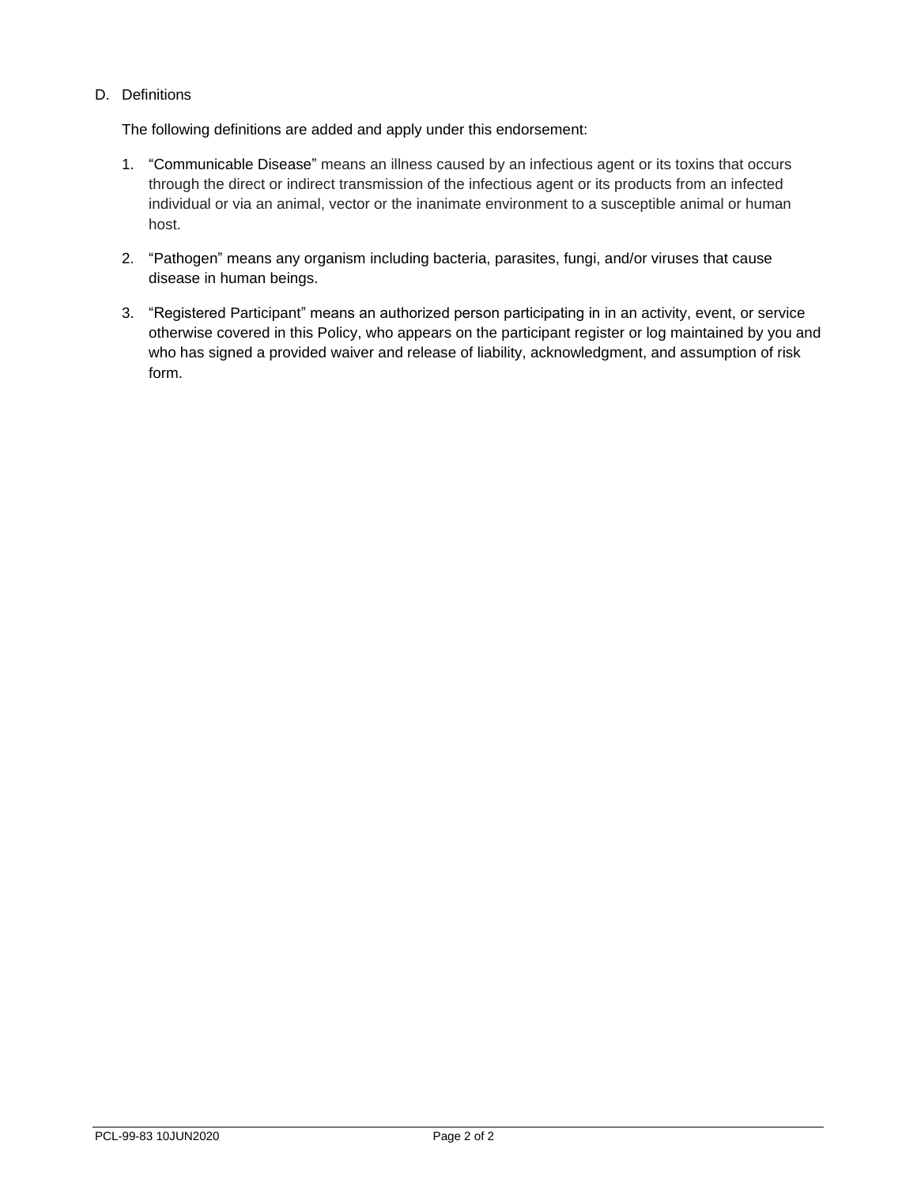D. Definitions

The following definitions are added and apply under this endorsement:

1. "Communicable Disease" means an illness caused by an infectious agent or its toxins that occurs through the direct or indirect transmission of the infectious agent or its products from an infected individual or via an animal, vector or the inanimate environment to a susceptible animal or human host.

2. "Pathogen" means any organism including bacteria, parasites, fungi, and/or viruses that cause disease in human beings.

3. "Registered Participant" means an authorized person participating in in an activity, event, or service otherwise covered in this Policy, who appears on the participant register or log maintained by you and who has signed a provided waiver and release of liability, acknowledgment, and assumption of risk form.

PCL-99-83 10JUN2020